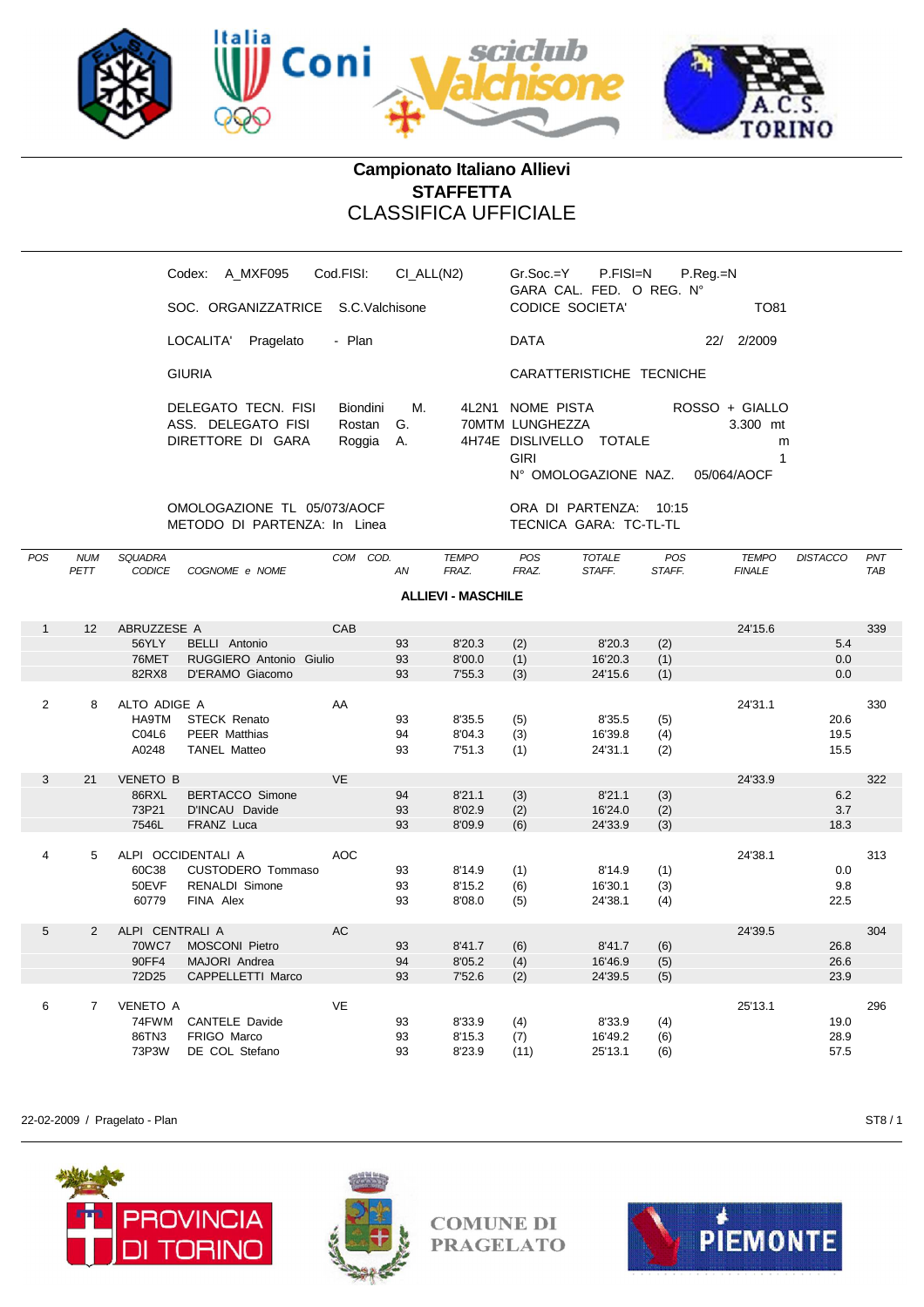# Campionato Italiano Allievi
## STAFFETTA
## CLASSIFICA UFFICIALE

Codex: A_MXF095 Cod.FISI: CI_ALL(N2) Gr.Soc.=Y P.FISI=N P.Reg.=N
GARA CAL. FED. O REG. N°

SOC. ORGANIZZATRICE S.C.Valchisone CODICE SOCIETA' TO81

LOCALITA' Pragelato - Plan DATA 22/ 2/2009

GIURIA CARATTERISTICHE TECNICHE

DELEGATO TECN. FISI Biondini M. 4L2N1 NOME PISTA ROSSO + GIALLO
ASS. DELEGATO FISI Rostan G. 70MTM LUNGHEZZA 3.300 mt
DIRETTORE DI GARA Roggia A. 4H74E DISLIVELLO TOTALE m
GIRI 1
N° OMOLOGAZIONE NAZ. 05/064/AOCF

OMOLOGAZIONE TL 05/073/AOCF ORA DI PARTENZA: 10:15
METODO DI PARTENZA: In Linea TECNICA GARA: TC-TL-TL

**ALLIEVI - MASCHILE**

| POS | NUM PETT | SQUADRA CODICE | COGNOME e NOME | COM | COD. AN | TEMPO FRAZ. | POS FRAZ. | TOTALE STAFF. | POS STAFF. | TEMPO FINALE | DISTACCO | PNT TAB |
|---|---|---|---|---|---|---|---|---|---|---|---|---|
| 1 | 12 | ABRUZZESE A | | CAB | | | | | | 24'15.6 | | 339 |
| | | 56YLY | BELLI Antonio | | 93 | 8'20.3 | (2) | 8'20.3 | (2) | | 5.4 | |
| | | 76MET | RUGGIERO Antonio Giulio | | 93 | 8'00.0 | (1) | 16'20.3 | (1) | | 0.0 | |
| | | 82RX8 | D'ERAMO Giacomo | | 93 | 7'55.3 | (3) | 24'15.6 | (1) | | 0.0 | |
| 2 | 8 | ALTO ADIGE A | | AA | | | | | | 24'31.1 | | 330 |
| | | HA9TM | STECK Renato | | 93 | 8'35.5 | (5) | 8'35.5 | (5) | | 20.6 | |
| | | C04L6 | PEER Matthias | | 94 | 8'04.3 | (3) | 16'39.8 | (4) | | 19.5 | |
| | | A0248 | TANEL Matteo | | 93 | 7'51.3 | (1) | 24'31.1 | (2) | | 15.5 | |
| 3 | 21 | VENETO B | | VE | | | | | | 24'33.9 | | 322 |
| | | 86RXL | BERTACCO Simone | | 94 | 8'21.1 | (3) | 8'21.1 | (3) | | 6.2 | |
| | | 73P21 | D'INCAU Davide | | 93 | 8'02.9 | (2) | 16'24.0 | (2) | | 3.7 | |
| | | 7546L | FRANZ Luca | | 93 | 8'09.9 | (6) | 24'33.9 | (3) | | 18.3 | |
| 4 | 5 | ALPI OCCIDENTALI A | | AOC | | | | | | 24'38.1 | | 313 |
| | | 60C38 | CUSTODERO Tommaso | | 93 | 8'14.9 | (1) | 8'14.9 | (1) | | 0.0 | |
| | | 50EVF | RENALDI Simone | | 93 | 8'15.2 | (6) | 16'30.1 | (3) | | 9.8 | |
| | | 60779 | FINA Alex | | 93 | 8'08.0 | (5) | 24'38.1 | (4) | | 22.5 | |
| 5 | 2 | ALPI CENTRALI A | | AC | | | | | | 24'39.5 | | 304 |
| | | 70WC7 | MOSCONI Pietro | | 93 | 8'41.7 | (6) | 8'41.7 | (6) | | 26.8 | |
| | | 90FF4 | MAJORI Andrea | | 94 | 8'05.2 | (4) | 16'46.9 | (5) | | 26.6 | |
| | | 72D25 | CAPPELLETTI Marco | | 93 | 7'52.6 | (2) | 24'39.5 | (5) | | 23.9 | |
| 6 | 7 | VENETO A | | VE | | | | | | 25'13.1 | | 296 |
| | | 74FWM | CANTELE Davide | | 93 | 8'33.9 | (4) | 8'33.9 | (4) | | 19.0 | |
| | | 86TN3 | FRIGO Marco | | 93 | 8'15.3 | (7) | 16'49.2 | (6) | | 28.9 | |
| | | 73P3W | DE COL Stefano | | 93 | 8'23.9 | (11) | 25'13.1 | (6) | | 57.5 | |

22-02-2009 / Pragelato - Plan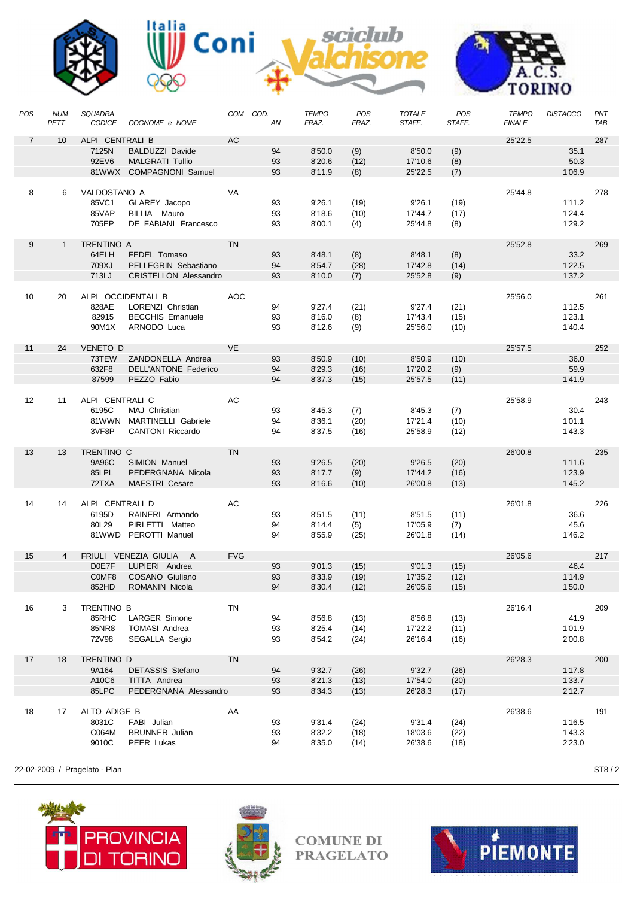| POS | NUM PETT | SQUADRA CODICE | COGNOME e NOME | COM | COD. AN | TEMPO FRAZ. | POS FRAZ. | TOTALE STAFF. | POS STAFF. | TEMPO FINALE | DISTACCO | PNT TAB |
|---|---|---|---|---|---|---|---|---|---|---|---|---|
| 7 | 10 | ALPI CENTRALI B | | AC | | | | | | 25'22.5 | | 287 |
| | | 7125N | BALDUZZI Davide | | 94 | 8'50.0 | (9) | 8'50.0 | (9) | | 35.1 | |
| | | 92EV6 | MALGRATI Tullio | | 93 | 8'20.6 | (12) | 17'10.6 | (8) | | 50.3 | |
| | | 81WWX | COMPAGNONI Samuel | | 93 | 8'11.9 | (8) | 25'22.5 | (7) | | 1'06.9 | |
| 8 | 6 | VALDOSTANO A | | VA | | | | | | 25'44.8 | | 278 |
| | | 85VC1 | GLAREY Jacopo | | 93 | 9'26.1 | (19) | 9'26.1 | (19) | | 1'11.2 | |
| | | 85VAP | BILLIA Mauro | | 93 | 8'18.6 | (10) | 17'44.7 | (17) | | 1'24.4 | |
| | | 705EP | DE FABIANI Francesco | | 93 | 8'00.1 | (4) | 25'44.8 | (8) | | 1'29.2 | |
| 9 | 1 | TRENTINO A | | TN | | | | | | 25'52.8 | | 269 |
| | | 64ELH | FEDEL Tomaso | | 93 | 8'48.1 | (8) | 8'48.1 | (8) | | 33.2 | |
| | | 709XJ | PELLEGRIN Sebastiano | | 94 | 8'54.7 | (28) | 17'42.8 | (14) | | 1'22.5 | |
| | | 713LJ | CRISTELLON Alessandro | | 93 | 8'10.0 | (7) | 25'52.8 | (9) | | 1'37.2 | |
| 10 | 20 | ALPI OCCIDENTALI B | | AOC | | | | | | 25'56.0 | | 261 |
| | | 828AE | LORENZI Christian | | 94 | 9'27.4 | (21) | 9'27.4 | (21) | | 1'12.5 | |
| | | 82915 | BECCHIS Emanuele | | 93 | 8'16.0 | (8) | 17'43.4 | (15) | | 1'23.1 | |
| | | 90M1X | ARNODO Luca | | 93 | 8'12.6 | (9) | 25'56.0 | (10) | | 1'40.4 | |
| 11 | 24 | VENETO D | | VE | | | | | | 25'57.5 | | 252 |
| | | 73TEW | ZANDONELLA Andrea | | 93 | 8'50.9 | (10) | 8'50.9 | (10) | | 36.0 | |
| | | 632F8 | DELL'ANTONE Federico | | 94 | 8'29.3 | (16) | 17'20.2 | (9) | | 59.9 | |
| | | 87599 | PEZZO Fabio | | 94 | 8'37.3 | (15) | 25'57.5 | (11) | | 1'41.9 | |
| 12 | 11 | ALPI CENTRALI C | | AC | | | | | | 25'58.9 | | 243 |
| | | 6195C | MAJ Christian | | 93 | 8'45.3 | (7) | 8'45.3 | (7) | | 30.4 | |
| | | 81WWN | MARTINELLI Gabriele | | 94 | 8'36.1 | (20) | 17'21.4 | (10) | | 1'01.1 | |
| | | 3VF8P | CANTONI Riccardo | | 94 | 8'37.5 | (16) | 25'58.9 | (12) | | 1'43.3 | |
| 13 | 13 | TRENTINO C | | TN | | | | | | 26'00.8 | | 235 |
| | | 9A96C | SIMION Manuel | | 93 | 9'26.5 | (20) | 9'26.5 | (20) | | 1'11.6 | |
| | | 85LPL | PEDERGNANA Nicola | | 93 | 8'17.7 | (9) | 17'44.2 | (16) | | 1'23.9 | |
| | | 72TXA | MAESTRI Cesare | | 93 | 8'16.6 | (10) | 26'00.8 | (13) | | 1'45.2 | |
| 14 | 14 | ALPI CENTRALI D | | AC | | | | | | 26'01.8 | | 226 |
| | | 6195D | RAINERI Armando | | 93 | 8'51.5 | (11) | 8'51.5 | (11) | | 36.6 | |
| | | 80L29 | PIRLETTI Matteo | | 94 | 8'14.4 | (5) | 17'05.9 | (7) | | 45.6 | |
| | | 81WWD | PEROTTI Manuel | | 94 | 8'55.9 | (25) | 26'01.8 | (14) | | 1'46.2 | |
| 15 | 4 | FRIULI VENEZIA GIULIA A | | FVG | | | | | | 26'05.6 | | 217 |
| | | D0E7F | LUPIERI Andrea | | 93 | 9'01.3 | (15) | 9'01.3 | (15) | | 46.4 | |
| | | C0MF8 | COSANO Giuliano | | 93 | 8'33.9 | (19) | 17'35.2 | (12) | | 1'14.9 | |
| | | 852HD | ROMANIN Nicola | | 94 | 8'30.4 | (12) | 26'05.6 | (15) | | 1'50.0 | |
| 16 | 3 | TRENTINO B | | TN | | | | | | 26'16.4 | | 209 |
| | | 85RHC | LARGER Simone | | 94 | 8'56.8 | (13) | 8'56.8 | (13) | | 41.9 | |
| | | 85NR8 | TOMASI Andrea | | 93 | 8'25.4 | (14) | 17'22.2 | (11) | | 1'01.9 | |
| | | 72V98 | SEGALLA Sergio | | 93 | 8'54.2 | (24) | 26'16.4 | (16) | | 2'00.8 | |
| 17 | 18 | TRENTINO D | | TN | | | | | | 26'28.3 | | 200 |
| | | 9A164 | DETASSIS Stefano | | 94 | 9'32.7 | (26) | 9'32.7 | (26) | | 1'17.8 | |
| | | A10C6 | TITTA Andrea | | 93 | 8'21.3 | (13) | 17'54.0 | (20) | | 1'33.7 | |
| | | 85LPC | PEDERGNANA Alessandro | | 93 | 8'34.3 | (13) | 26'28.3 | (17) | | 2'12.7 | |
| 18 | 17 | ALTO ADIGE B | | AA | | | | | | 26'38.6 | | 191 |
| | | 8031C | FABI Julian | | 93 | 9'31.4 | (24) | 9'31.4 | (24) | | 1'16.5 | |
| | | C064M | BRUNNER Julian | | 93 | 8'32.2 | (18) | 18'03.6 | (22) | | 1'43.3 | |
| | | 9010C | PEER Lukas | | 94 | 8'35.0 | (14) | 26'38.6 | (18) | | 2'23.0 | |

22-02-2009 / Pragelato - Plan

ST8 / 2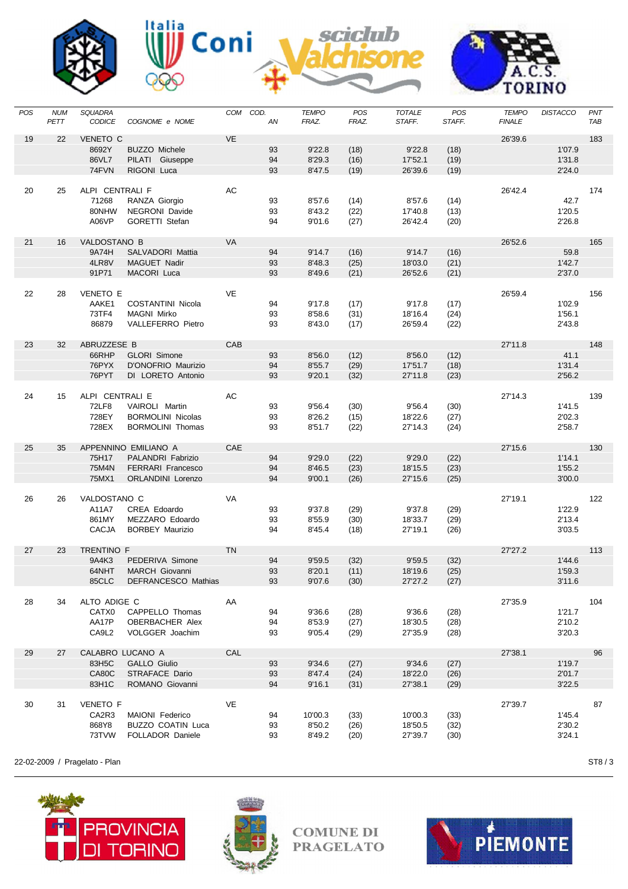| POS | NUM PETT | SQUADRA CODICE | COGNOME e NOME | COM | COD. AN | TEMPO FRAZ. | POS FRAZ. | TOTALE STAFF. | POS STAFF. | TEMPO FINALE | DISTACCO | PNT TAB |
|---|---|---|---|---|---|---|---|---|---|---|---|---|
| 19 | 22 | VENETO C | | VE | | | | | | 26'39.6 | | 183 |
| | | 8692Y | BUZZO Michele | | 93 | 9'22.8 | (18) | 9'22.8 | (18) | | 1'07.9 | |
| | | 86VL7 | PILATI Giuseppe | | 94 | 8'29.3 | (16) | 17'52.1 | (19) | | 1'31.8 | |
| | | 74FVN | RIGONI Luca | | 93 | 8'47.5 | (19) | 26'39.6 | (19) | | 2'24.0 | |
| 20 | 25 | ALPI CENTRALI F | | AC | | | | | | 26'42.4 | | 174 |
| | | 71268 | RANZA Giorgio | | 93 | 8'57.6 | (14) | 8'57.6 | (14) | | 42.7 | |
| | | 80NHW | NEGRONI Davide | | 93 | 8'43.2 | (22) | 17'40.8 | (13) | | 1'20.5 | |
| | | A06VP | GORETTI Stefan | | 94 | 9'01.6 | (27) | 26'42.4 | (20) | | 2'26.8 | |
| 21 | 16 | VALDOSTANO B | | VA | | | | | | 26'52.6 | | 165 |
| | | 9A74H | SALVADORI Mattia | | 94 | 9'14.7 | (16) | 9'14.7 | (16) | | 59.8 | |
| | | 4LR8V | MAGUET Nadir | | 93 | 8'48.3 | (25) | 18'03.0 | (21) | | 1'42.7 | |
| | | 91P71 | MACORI Luca | | 93 | 8'49.6 | (21) | 26'52.6 | (21) | | 2'37.0 | |
| 22 | 28 | VENETO E | | VE | | | | | | 26'59.4 | | 156 |
| | | AAKE1 | COSTANTINI Nicola | | 94 | 9'17.8 | (17) | 9'17.8 | (17) | | 1'02.9 | |
| | | 73TF4 | MAGNI Mirko | | 93 | 8'58.6 | (31) | 18'16.4 | (24) | | 1'56.1 | |
| | | 86879 | VALLEFERRO Pietro | | 93 | 8'43.0 | (17) | 26'59.4 | (22) | | 2'43.8 | |
| 23 | 32 | ABRUZZESE B | | CAB | | | | | | 27'11.8 | | 148 |
| | | 66RHP | GLORI Simone | | 93 | 8'56.0 | (12) | 8'56.0 | (12) | | 41.1 | |
| | | 76PYX | D'ONOFRIO Maurizio | | 94 | 8'55.7 | (29) | 17'51.7 | (18) | | 1'31.4 | |
| | | 76PYT | DI LORETO Antonio | | 93 | 9'20.1 | (32) | 27'11.8 | (23) | | 2'56.2 | |
| 24 | 15 | ALPI CENTRALI E | | AC | | | | | | 27'14.3 | | 139 |
| | | 72LF8 | VAIROLI Martin | | 93 | 9'56.4 | (30) | 9'56.4 | (30) | | 1'41.5 | |
| | | 728EY | BORMOLINI Nicolas | | 93 | 8'26.2 | (15) | 18'22.6 | (27) | | 2'02.3 | |
| | | 728EX | BORMOLINI Thomas | | 93 | 8'51.7 | (22) | 27'14.3 | (24) | | 2'58.7 | |
| 25 | 35 | APPENNINO EMILIANO A | | CAE | | | | | | 27'15.6 | | 130 |
| | | 75H17 | PALANDRI Fabrizio | | 94 | 9'29.0 | (22) | 9'29.0 | (22) | | 1'14.1 | |
| | | 75M4N | FERRARI Francesco | | 94 | 8'46.5 | (23) | 18'15.5 | (23) | | 1'55.2 | |
| | | 75MX1 | ORLANDINI Lorenzo | | 94 | 9'00.1 | (26) | 27'15.6 | (25) | | 3'00.0 | |
| 26 | 26 | VALDOSTANO C | | VA | | | | | | 27'19.1 | | 122 |
| | | A11A7 | CREA Edoardo | | 93 | 9'37.8 | (29) | 9'37.8 | (29) | | 1'22.9 | |
| | | 861MY | MEZZARO Edoardo | | 93 | 8'55.9 | (30) | 18'33.7 | (29) | | 2'13.4 | |
| | | CACJA | BORBEY Maurizio | | 94 | 8'45.4 | (18) | 27'19.1 | (26) | | 3'03.5 | |
| 27 | 23 | TRENTINO F | | TN | | | | | | 27'27.2 | | 113 |
| | | 9A4K3 | PEDERIVA Simone | | 94 | 9'59.5 | (32) | 9'59.5 | (32) | | 1'44.6 | |
| | | 64NHT | MARCH Giovanni | | 93 | 8'20.1 | (11) | 18'19.6 | (25) | | 1'59.3 | |
| | | 85CLC | DEFRANCESCO Mathias | | 93 | 9'07.6 | (30) | 27'27.2 | (27) | | 3'11.6 | |
| 28 | 34 | ALTO ADIGE C | | AA | | | | | | 27'35.9 | | 104 |
| | | CATX0 | CAPPELLO Thomas | | 94 | 9'36.6 | (28) | 9'36.6 | (28) | | 1'21.7 | |
| | | AA17P | OBERBACHER Alex | | 94 | 8'53.9 | (27) | 18'30.5 | (28) | | 2'10.2 | |
| | | CA9L2 | VOLGGER Joachim | | 93 | 9'05.4 | (29) | 27'35.9 | (28) | | 3'20.3 | |
| 29 | 27 | CALABRO LUCANO A | | CAL | | | | | | 27'38.1 | | 96 |
| | | 83H5C | GALLO Giulio | | 93 | 9'34.6 | (27) | 9'34.6 | (27) | | 1'19.7 | |
| | | CA80C | STRAFACE Dario | | 93 | 8'47.4 | (24) | 18'22.0 | (26) | | 2'01.7 | |
| | | 83H1C | ROMANO Giovanni | | 94 | 9'16.1 | (31) | 27'38.1 | (29) | | 3'22.5 | |
| 30 | 31 | VENETO F | | VE | | | | | | 27'39.7 | | 87 |
| | | CA2R3 | MAIONI Federico | | 94 | 10'00.3 | (33) | 10'00.3 | (33) | | 1'45.4 | |
| | | 868Y8 | BUZZO COATIN Luca | | 93 | 8'50.2 | (26) | 18'50.5 | (32) | | 2'30.2 | |
| | | 73TVW | FOLLADOR Daniele | | 93 | 8'49.2 | (20) | 27'39.7 | (30) | | 3'24.1 | |

22-02-2009 / Pragelato - Plan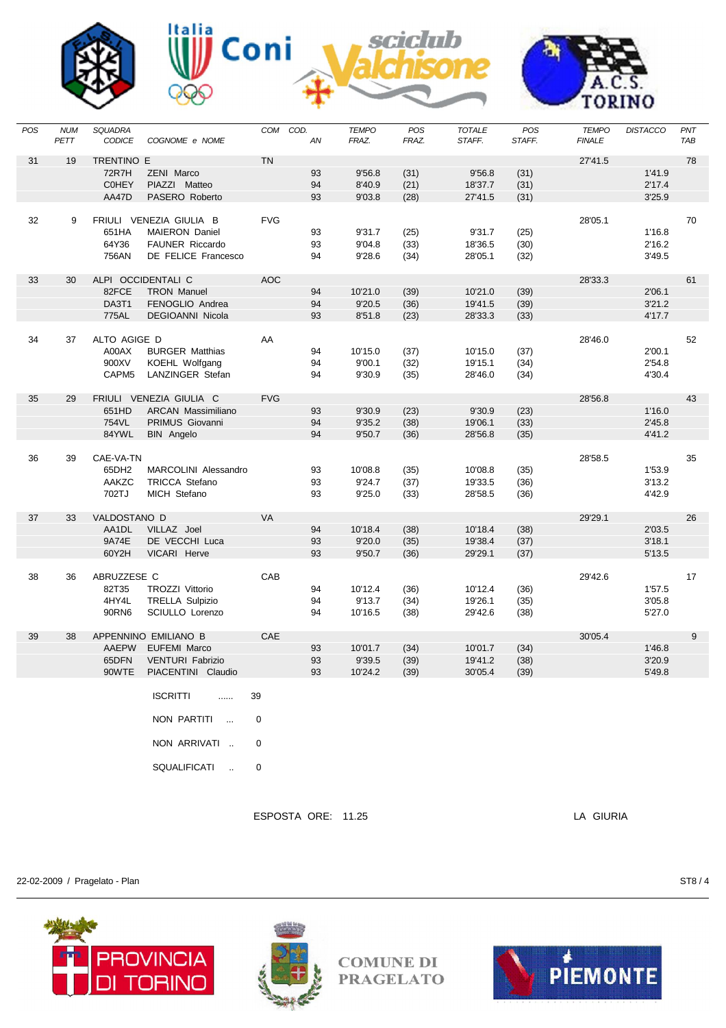| POS | NUM PETT | SQUADRA CODICE | COGNOME e NOME | COM | COD. AN | TEMPO FRAZ. | POS FRAZ. | TOTALE STAFF. | POS STAFF. | TEMPO FINALE | DISTACCO | PNT TAB |
|---|---|---|---|---|---|---|---|---|---|---|---|---|
| 31 | 19 | TRENTINO E | | TN | | | | | | 27'41.5 | | 78 |
| | | 72R7H | ZENI Marco | | 93 | 9'56.8 | (31) | 9'56.8 | (31) | | 1'41.9 | |
| | | C0HEY | PIAZZI Matteo | | 94 | 8'40.9 | (21) | 18'37.7 | (31) | | 2'17.4 | |
| | | AA47D | PASERO Roberto | | 93 | 9'03.8 | (28) | 27'41.5 | (31) | | 3'25.9 | |
| 32 | 9 | FRIULI VENEZIA GIULIA B | | FVG | | | | | | 28'05.1 | | 70 |
| | | 651HA | MAIERON Daniel | | 93 | 9'31.7 | (25) | 9'31.7 | (25) | | 1'16.8 | |
| | | 64Y36 | FAUNER Riccardo | | 93 | 9'04.8 | (33) | 18'36.5 | (30) | | 2'16.2 | |
| | | 756AN | DE FELICE Francesco | | 94 | 9'28.6 | (34) | 28'05.1 | (32) | | 3'49.5 | |
| 33 | 30 | ALPI OCCIDENTALI C | | AOC | | | | | | 28'33.3 | | 61 |
| | | 82FCE | TRON Manuel | | 94 | 10'21.0 | (39) | 10'21.0 | (39) | | 2'06.1 | |
| | | DA3T1 | FENOGLIO Andrea | | 94 | 9'20.5 | (36) | 19'41.5 | (39) | | 3'21.2 | |
| | | 775AL | DEGIOANNI Nicola | | 93 | 8'51.8 | (23) | 28'33.3 | (33) | | 4'17.7 | |
| 34 | 37 | ALTO AGIGE D | | AA | | | | | | 28'46.0 | | 52 |
| | | A00AX | BURGER Matthias | | 94 | 10'15.0 | (37) | 10'15.0 | (37) | | 2'00.1 | |
| | | 900XV | KOEHL Wolfgang | | 94 | 9'00.1 | (32) | 19'15.1 | (34) | | 2'54.8 | |
| | | CAPM5 | LANZINGER Stefan | | 94 | 9'30.9 | (35) | 28'46.0 | (34) | | 4'30.4 | |
| 35 | 29 | FRIULI VENEZIA GIULIA C | | FVG | | | | | | 28'56.8 | | 43 |
| | | 651HD | ARCAN Massimiliano | | 93 | 9'30.9 | (23) | 9'30.9 | (23) | | 1'16.0 | |
| | | 754VL | PRIMUS Giovanni | | 94 | 9'35.2 | (38) | 19'06.1 | (33) | | 2'45.8 | |
| | | 84YWL | BIN Angelo | | 94 | 9'50.7 | (36) | 28'56.8 | (35) | | 4'41.2 | |
| 36 | 39 | CAE-VA-TN | | | | | | | | 28'58.5 | | 35 |
| | | 65DH2 | MARCOLINI Alessandro | | 93 | 10'08.8 | (35) | 10'08.8 | (35) | | 1'53.9 | |
| | | AAKZC | TRICCA Stefano | | 93 | 9'24.7 | (37) | 19'33.5 | (36) | | 3'13.2 | |
| | | 702TJ | MICH Stefano | | 93 | 9'25.0 | (33) | 28'58.5 | (36) | | 4'42.9 | |
| 37 | 33 | VALDOSTANO D | | VA | | | | | | 29'29.1 | | 26 |
| | | AA1DL | VILLAZ Joel | | 94 | 10'18.4 | (38) | 10'18.4 | (38) | | 2'03.5 | |
| | | 9A74E | DE VECCHI Luca | | 93 | 9'20.0 | (35) | 19'38.4 | (37) | | 3'18.1 | |
| | | 60Y2H | VICARI Herve | | 93 | 9'50.7 | (36) | 29'29.1 | (37) | | 5'13.5 | |
| 38 | 36 | ABRUZZESE C | | CAB | | | | | | 29'42.6 | | 17 |
| | | 82T35 | TROZZI Vittorio | | 94 | 10'12.4 | (36) | 10'12.4 | (36) | | 1'57.5 | |
| | | 4HY4L | TRELLA Sulpizio | | 94 | 9'13.7 | (34) | 19'26.1 | (35) | | 3'05.8 | |
| | | 90RN6 | SCIULLO Lorenzo | | 94 | 10'16.5 | (38) | 29'42.6 | (38) | | 5'27.0 | |
| 39 | 38 | APPENNINO EMILIANO B | | CAE | | | | | | 30'05.4 | | 9 |
| | | AAEPW | EUFEMI Marco | | 93 | 10'01.7 | (34) | 10'01.7 | (34) | | 1'46.8 | |
| | | 65DFN | VENTURI Fabrizio | | 93 | 9'39.5 | (39) | 19'41.2 | (38) | | 3'20.9 | |
| | | 90WTE | PIACENTINI Claudio | | 93 | 10'24.2 | (39) | 30'05.4 | (39) | | 5'49.8 | |

ISCRITTI ...... 39

NON PARTITI ... 0

NON ARRIVATI .. 0

SQUALIFICATI .. 0

ESPOSTA ORE: 11.25

LA GIURIA

22-02-2009 / Pragelato - Plan

ST8 / 4